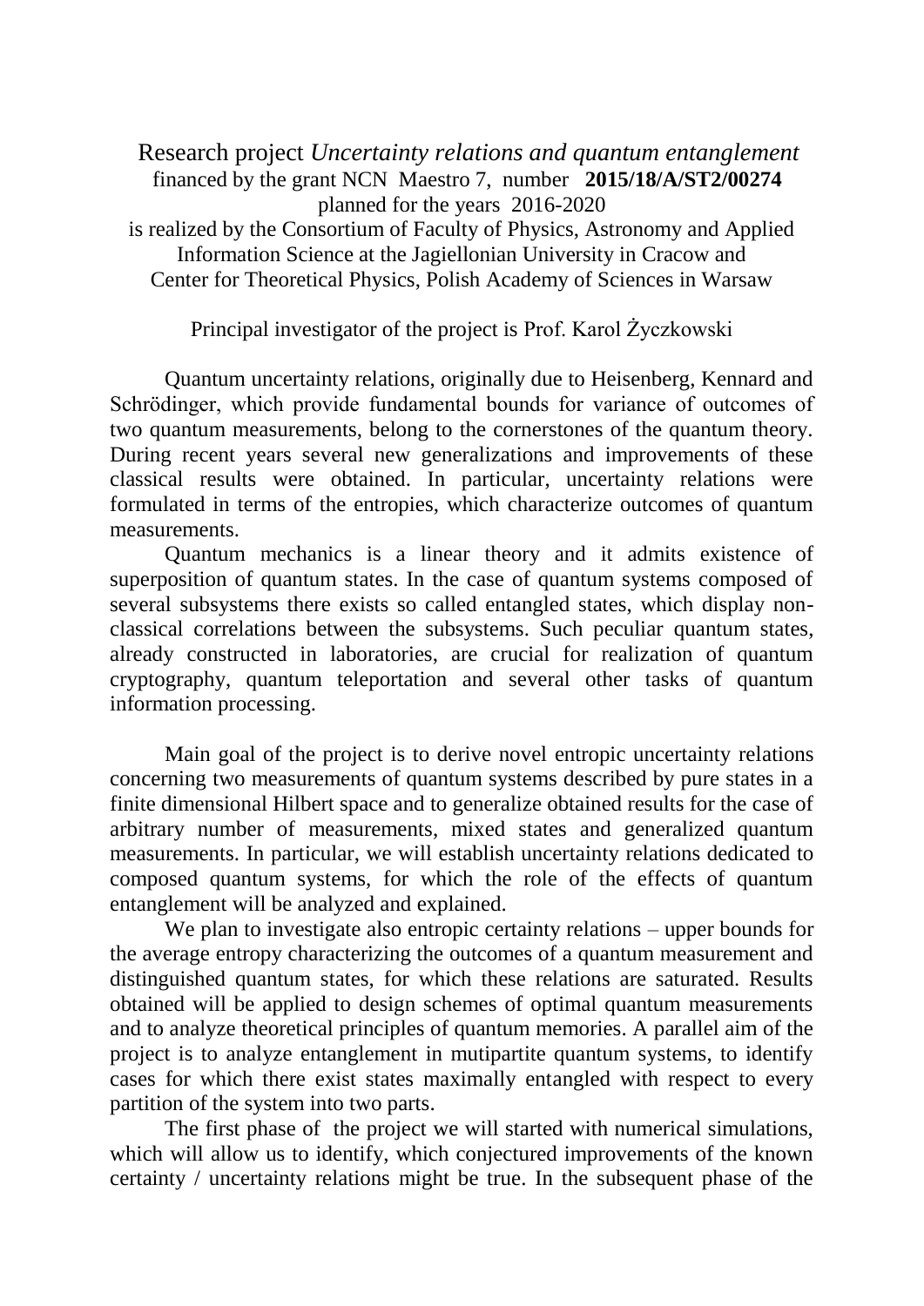Research project *Uncertainty relations and quantum entanglement*
financed by the grant NCN Maestro 7, number **2015/18/A/ST2/00274**
planned for the years 2016-2020
is realized by the Consortium of Faculty of Physics, Astronomy and Applied Information Science at the Jagiellonian University in Cracow and
Center for Theoretical Physics, Polish Academy of Sciences in Warsaw

Principal investigator of the project is Prof. Karol Życzkowski

Quantum uncertainty relations, originally due to Heisenberg, Kennard and Schrödinger, which provide fundamental bounds for variance of outcomes of two quantum measurements, belong to the cornerstones of the quantum theory. During recent years several new generalizations and improvements of these classical results were obtained. In particular, uncertainty relations were formulated in terms of the entropies, which characterize outcomes of quantum measurements.

Quantum mechanics is a linear theory and it admits existence of superposition of quantum states. In the case of quantum systems composed of several subsystems there exists so called entangled states, which display non-classical correlations between the subsystems. Such peculiar quantum states, already constructed in laboratories, are crucial for realization of quantum cryptography, quantum teleportation and several other tasks of quantum information processing.

Main goal of the project is to derive novel entropic uncertainty relations concerning two measurements of quantum systems described by pure states in a finite dimensional Hilbert space and to generalize obtained results for the case of arbitrary number of measurements, mixed states and generalized quantum measurements. In particular, we will establish uncertainty relations dedicated to composed quantum systems, for which the role of the effects of quantum entanglement will be analyzed and explained.

We plan to investigate also entropic certainty relations – upper bounds for the average entropy characterizing the outcomes of a quantum measurement and distinguished quantum states, for which these relations are saturated. Results obtained will be applied to design schemes of optimal quantum measurements and to analyze theoretical principles of quantum memories. A parallel aim of the project is to analyze entanglement in mutipartite quantum systems, to identify cases for which there exist states maximally entangled with respect to every partition of the system into two parts.

The first phase of the project we will started with numerical simulations, which will allow us to identify, which conjectured improvements of the known certainty / uncertainty relations might be true. In the subsequent phase of the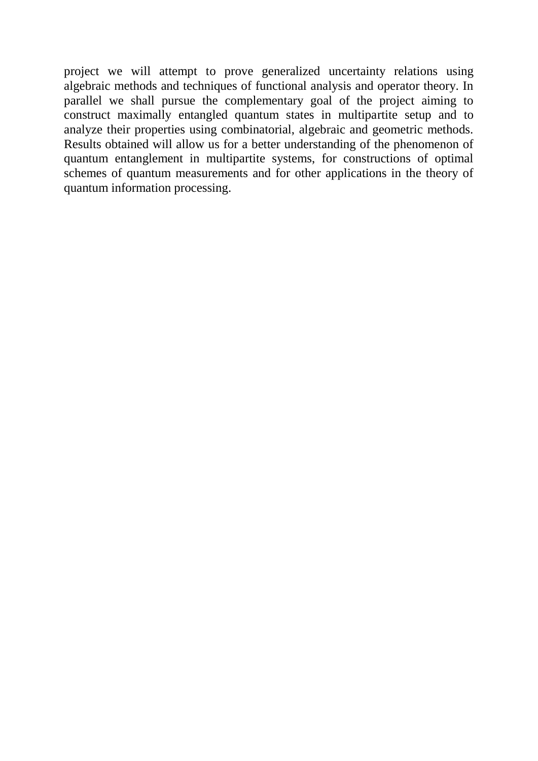project we will attempt to prove generalized uncertainty relations using algebraic methods and techniques of functional analysis and operator theory. In parallel we shall pursue the complementary goal of the project aiming to construct maximally entangled quantum states in multipartite setup and to analyze their properties using combinatorial, algebraic and geometric methods. Results obtained will allow us for a better understanding of the phenomenon of quantum entanglement in multipartite systems, for constructions of optimal schemes of quantum measurements and for other applications in the theory of quantum information processing.